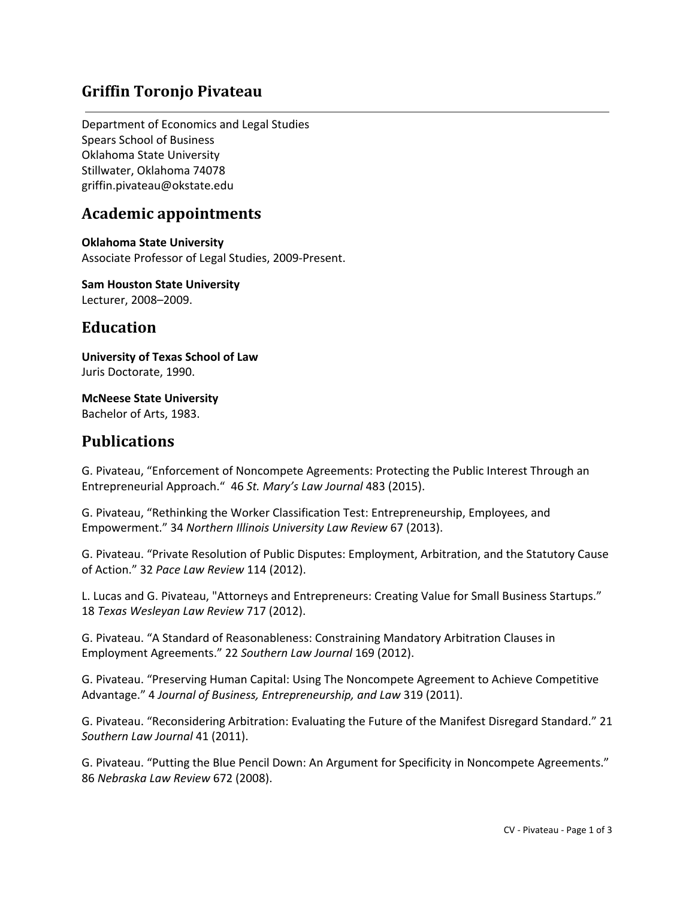# Griffin Toronjo Pivateau

Department of Economics and Legal Studies
Spears School of Business
Oklahoma State University
Stillwater, Oklahoma 74078
griffin.pivateau@okstate.edu

## Academic appointments

**Oklahoma State University**
Associate Professor of Legal Studies, 2009-Present.

**Sam Houston State University**
Lecturer, 2008–2009.

## Education

**University of Texas School of Law**
Juris Doctorate, 1990.

**McNeese State University**
Bachelor of Arts, 1983.

## Publications

G. Pivateau, “Enforcement of Noncompete Agreements: Protecting the Public Interest Through an Entrepreneurial Approach.“ 46 *St. Mary’s Law Journal* 483 (2015).

G. Pivateau, “Rethinking the Worker Classification Test: Entrepreneurship, Employees, and Empowerment.” 34 *Northern Illinois University Law Review* 67 (2013).

G. Pivateau. “Private Resolution of Public Disputes: Employment, Arbitration, and the Statutory Cause of Action.” 32 *Pace Law Review* 114 (2012).

L. Lucas and G. Pivateau, "Attorneys and Entrepreneurs: Creating Value for Small Business Startups.” 18 *Texas Wesleyan Law Review* 717 (2012).

G. Pivateau. “A Standard of Reasonableness: Constraining Mandatory Arbitration Clauses in Employment Agreements.” 22 *Southern Law Journal* 169 (2012).

G. Pivateau. “Preserving Human Capital: Using The Noncompete Agreement to Achieve Competitive Advantage.” 4 *Journal of Business, Entrepreneurship, and Law* 319 (2011).

G. Pivateau. “Reconsidering Arbitration: Evaluating the Future of the Manifest Disregard Standard.” 21 *Southern Law Journal* 41 (2011).

G. Pivateau. “Putting the Blue Pencil Down: An Argument for Specificity in Noncompete Agreements.” 86 *Nebraska Law Review* 672 (2008).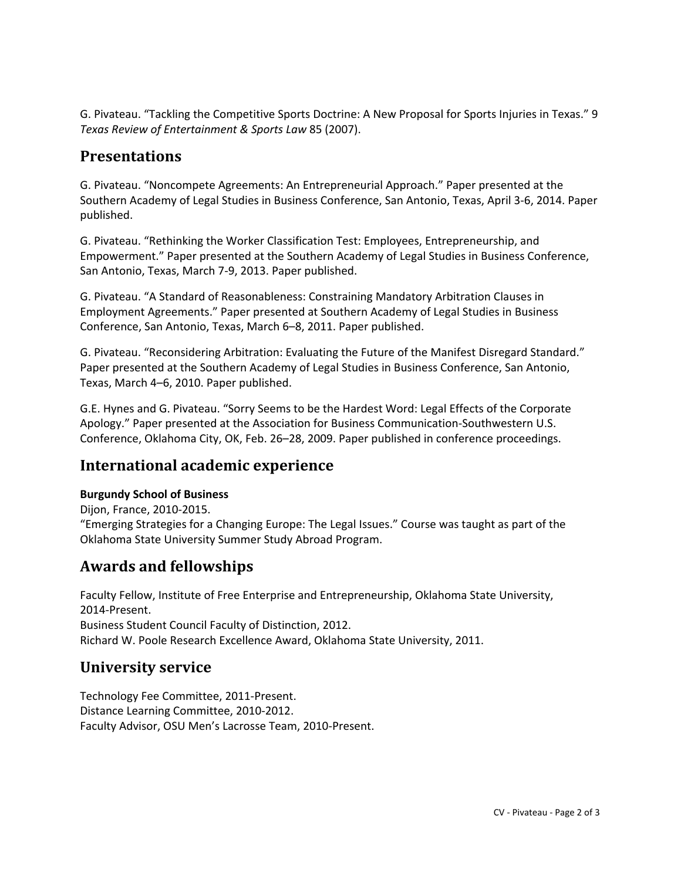G. Pivateau. "Tackling the Competitive Sports Doctrine: A New Proposal for Sports Injuries in Texas." 9 *Texas Review of Entertainment & Sports Law* 85 (2007).

## Presentations

G. Pivateau. "Noncompete Agreements: An Entrepreneurial Approach." Paper presented at the Southern Academy of Legal Studies in Business Conference, San Antonio, Texas, April 3-6, 2014. Paper published.

G. Pivateau. "Rethinking the Worker Classification Test: Employees, Entrepreneurship, and Empowerment." Paper presented at the Southern Academy of Legal Studies in Business Conference, San Antonio, Texas, March 7-9, 2013. Paper published.

G. Pivateau. "A Standard of Reasonableness: Constraining Mandatory Arbitration Clauses in Employment Agreements." Paper presented at Southern Academy of Legal Studies in Business Conference, San Antonio, Texas, March 6–8, 2011. Paper published.

G. Pivateau. "Reconsidering Arbitration: Evaluating the Future of the Manifest Disregard Standard." Paper presented at the Southern Academy of Legal Studies in Business Conference, San Antonio, Texas, March 4–6, 2010. Paper published.

G.E. Hynes and G. Pivateau. "Sorry Seems to be the Hardest Word: Legal Effects of the Corporate Apology." Paper presented at the Association for Business Communication-Southwestern U.S. Conference, Oklahoma City, OK, Feb. 26–28, 2009. Paper published in conference proceedings.

## International academic experience

**Burgundy School of Business**
Dijon, France, 2010-2015.
"Emerging Strategies for a Changing Europe: The Legal Issues." Course was taught as part of the Oklahoma State University Summer Study Abroad Program.

## Awards and fellowships

Faculty Fellow, Institute of Free Enterprise and Entrepreneurship, Oklahoma State University, 2014-Present.
Business Student Council Faculty of Distinction, 2012.
Richard W. Poole Research Excellence Award, Oklahoma State University, 2011.

## University service

Technology Fee Committee, 2011-Present.
Distance Learning Committee, 2010-2012.
Faculty Advisor, OSU Men's Lacrosse Team, 2010-Present.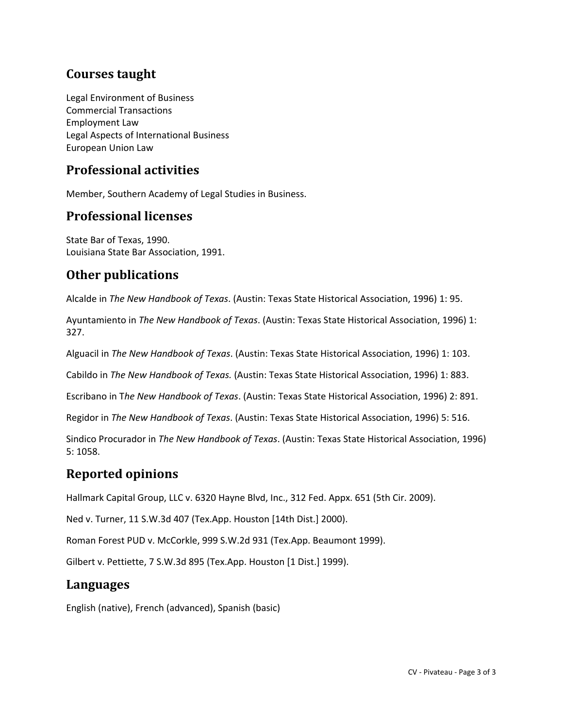## Courses taught

Legal Environment of Business
Commercial Transactions
Employment Law
Legal Aspects of International Business
European Union Law

## Professional activities

Member, Southern Academy of Legal Studies in Business.

## Professional licenses

State Bar of Texas, 1990.
Louisiana State Bar Association, 1991.

## Other publications

Alcalde in *The New Handbook of Texas*. (Austin: Texas State Historical Association, 1996) 1: 95.

Ayuntamiento in *The New Handbook of Texas*. (Austin: Texas State Historical Association, 1996) 1: 327.

Alguacil in *The New Handbook of Texas*. (Austin: Texas State Historical Association, 1996) 1: 103.

Cabildo in *The New Handbook of Texas.* (Austin: Texas State Historical Association, 1996) 1: 883.

Escribano in T*he New Handbook of Texas*. (Austin: Texas State Historical Association, 1996) 2: 891.

Regidor in *The New Handbook of Texas*. (Austin: Texas State Historical Association, 1996) 5: 516.

Sindico Procurador in *The New Handbook of Texas*. (Austin: Texas State Historical Association, 1996) 5: 1058.

## Reported opinions

Hallmark Capital Group, LLC v. 6320 Hayne Blvd, Inc., 312 Fed. Appx. 651 (5th Cir. 2009).

Ned v. Turner, 11 S.W.3d 407 (Tex.App. Houston [14th Dist.] 2000).

Roman Forest PUD v. McCorkle, 999 S.W.2d 931 (Tex.App. Beaumont 1999).

Gilbert v. Pettiette, 7 S.W.3d 895 (Tex.App. Houston [1 Dist.] 1999).

## Languages

English (native), French (advanced), Spanish (basic)